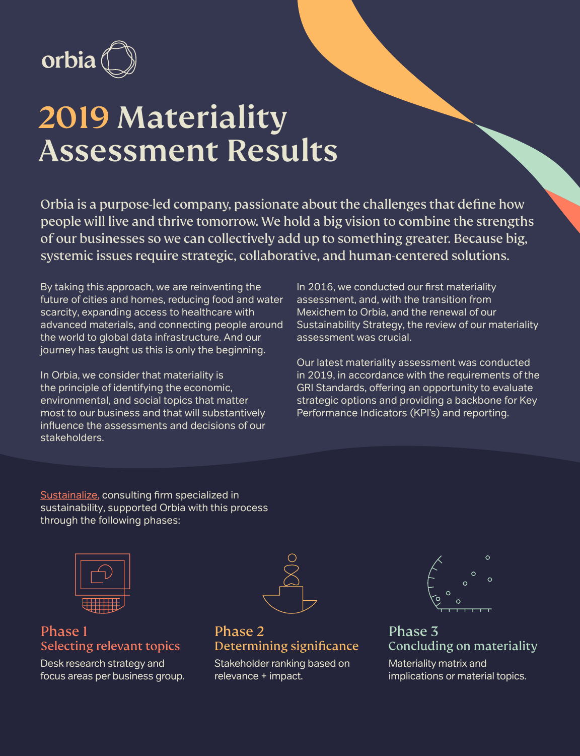orbia

# 2019 Materiality Assessment Results

Orbia is a purpose-led company, passionate about the challenges that define how people will live and thrive tomorrow. We hold a big vision to combine the strengths of our businesses so we can collectively add up to something greater. Because big, systemic issues require strategic, collaborative, and human-centered solutions.

By taking this approach, we are reinventing the future of cities and homes, reducing food and water scarcity, expanding access to healthcare with advanced materials, and connecting people around the world to global data infrastructure. And our journey has taught us this is only the beginning.

In Orbia, we consider that materiality is the principle of identifying the economic, environmental, and social topics that matter most to our business and that will substantively influence the assessments and decisions of our stakeholders.

In 2016, we conducted our first materiality assessment, and, with the transition from Mexichem to Orbia, and the renewal of our Sustainability Strategy, the review of our materiality assessment was crucial.

Our latest materiality assessment was conducted in 2019, in accordance with the requirements of the GRI Standards, offering an opportunity to evaluate strategic options and providing a backbone for Key Performance Indicators (KPI's) and reporting.

Sustainalize, consulting firm specialized in sustainability, supported Orbia with this process through the following phases:

### Phase 1
**Selecting relevant topics**

Desk research strategy and focus areas per business group.

### Phase 2
**Determining significance**

Stakeholder ranking based on relevance + impact.

### Phase 3
**Concluding on materiality**

Materiality matrix and implications or material topics.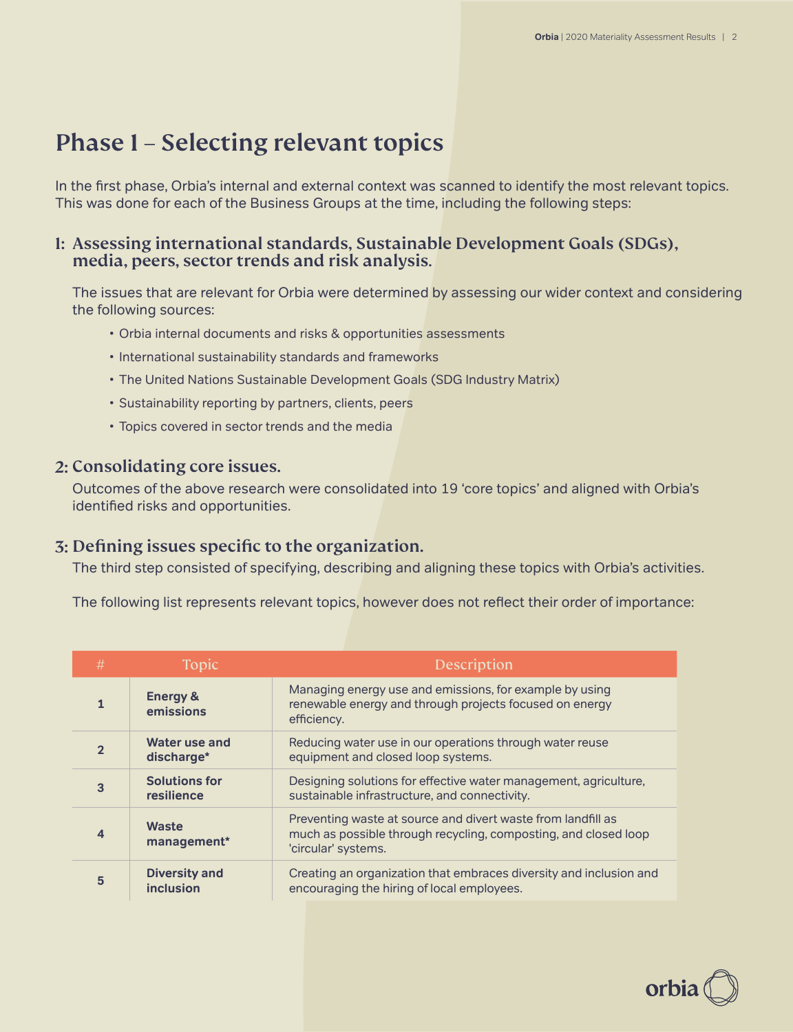# Phase 1 – Selecting relevant topics

In the first phase, Orbia's internal and external context was scanned to identify the most relevant topics. This was done for each of the Business Groups at the time, including the following steps:

### 1: Assessing international standards, Sustainable Development Goals (SDGs), media, peers, sector trends and risk analysis.

The issues that are relevant for Orbia were determined by assessing our wider context and considering the following sources:

- Orbia internal documents and risks & opportunities assessments
- International sustainability standards and frameworks
- The United Nations Sustainable Development Goals (SDG Industry Matrix)
- Sustainability reporting by partners, clients, peers
- Topics covered in sector trends and the media

### 2: Consolidating core issues.

Outcomes of the above research were consolidated into 19 'core topics' and aligned with Orbia's identified risks and opportunities.

### 3: Defining issues specific to the organization.

The third step consisted of specifying, describing and aligning these topics with Orbia's activities.

The following list represents relevant topics, however does not reflect their order of importance:

| # | Topic | Description |
|---|---|---|
| 1 | **Energy & emissions** | Managing energy use and emissions, for example by using renewable energy and through projects focused on energy efficiency. |
| 2 | **Water use and discharge*** | Reducing water use in our operations through water reuse equipment and closed loop systems. |
| 3 | **Solutions for resilience** | Designing solutions for effective water management, agriculture, sustainable infrastructure, and connectivity. |
| 4 | **Waste management*** | Preventing waste at source and divert waste from landfill as much as possible through recycling, composting, and closed loop 'circular' systems. |
| 5 | **Diversity and inclusion** | Creating an organization that embraces diversity and inclusion and encouraging the hiring of local employees. |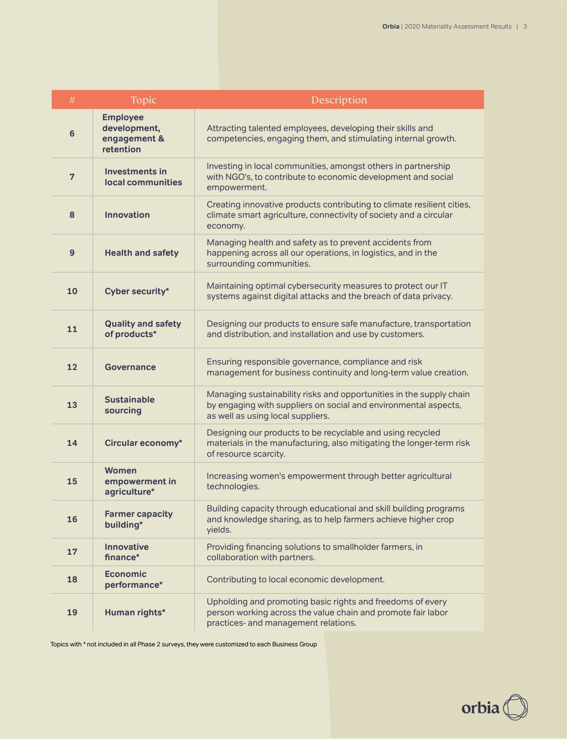| # | Topic | Description |
|---|---|---|
| 6 | **Employee development, engagement & retention** | Attracting talented employees, developing their skills and competencies, engaging them, and stimulating internal growth. |
| 7 | **Investments in local communities** | Investing in local communities, amongst others in partnership with NGO's, to contribute to economic development and social empowerment. |
| 8 | **Innovation** | Creating innovative products contributing to climate resilient cities, climate smart agriculture, connectivity of society and a circular economy. |
| 9 | **Health and safety** | Managing health and safety as to prevent accidents from happening across all our operations, in logistics, and in the surrounding communities. |
| 10 | **Cyber security*** | Maintaining optimal cybersecurity measures to protect our IT systems against digital attacks and the breach of data privacy. |
| 11 | **Quality and safety of products*** | Designing our products to ensure safe manufacture, transportation and distribution, and installation and use by customers. |
| 12 | **Governance** | Ensuring responsible governance, compliance and risk management for business continuity and long-term value creation. |
| 13 | **Sustainable sourcing** | Managing sustainability risks and opportunities in the supply chain by engaging with suppliers on social and environmental aspects, as well as using local suppliers. |
| 14 | **Circular economy*** | Designing our products to be recyclable and using recycled materials in the manufacturing, also mitigating the longer-term risk of resource scarcity. |
| 15 | **Women empowerment in agriculture*** | Increasing women's empowerment through better agricultural technologies. |
| 16 | **Farmer capacity building*** | Building capacity through educational and skill building programs and knowledge sharing, as to help farmers achieve higher crop yields. |
| 17 | **Innovative finance*** | Providing financing solutions to smallholder farmers, in collaboration with partners. |
| 18 | **Economic performance*** | Contributing to local economic development. |
| 19 | **Human rights*** | Upholding and promoting basic rights and freedoms of every person working across the value chain and promote fair labor practices- and management relations. |

Topics with * not included in all Phase 2 surveys, they were customized to each Business Group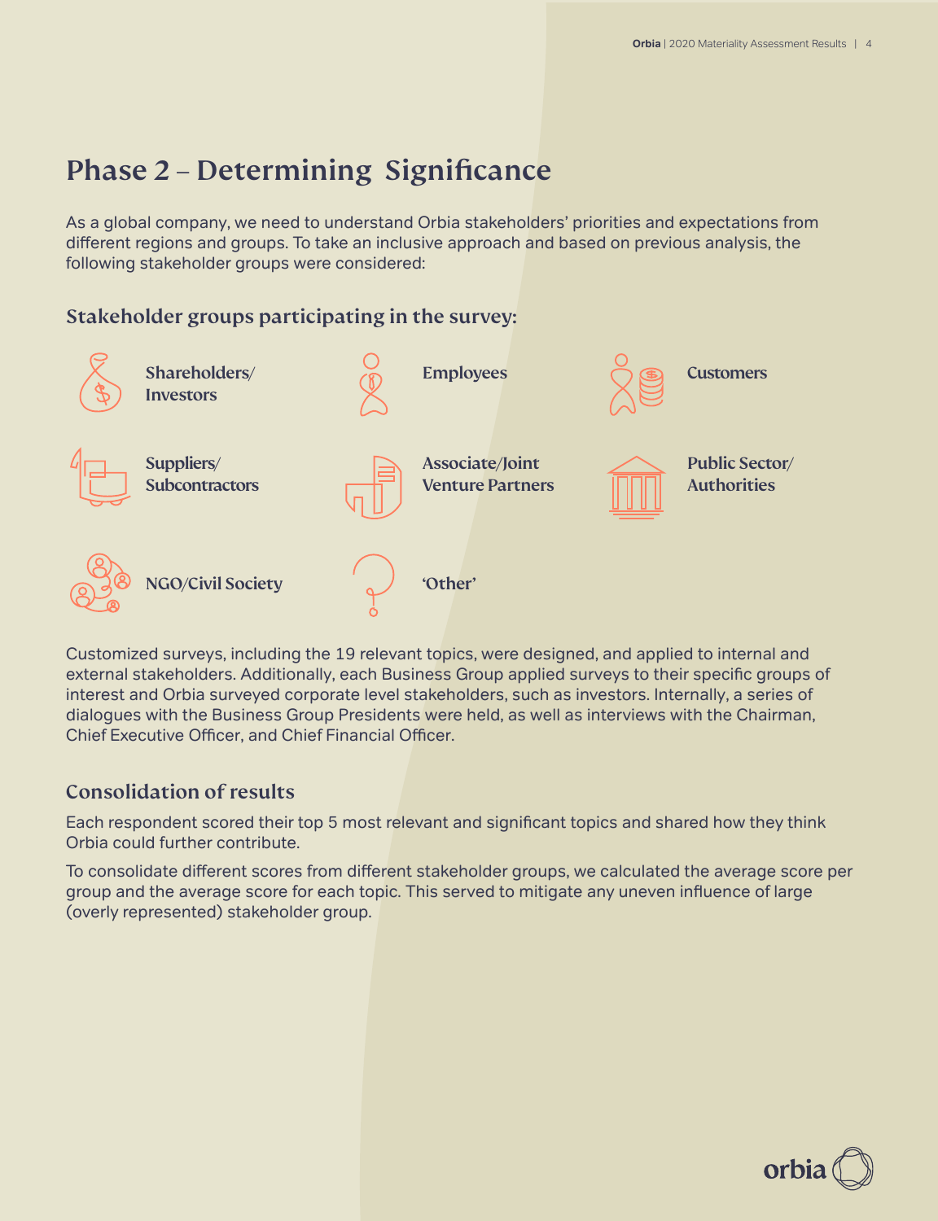# Phase 2 – Determining Significance

As a global company, we need to understand Orbia stakeholders' priorities and expectations from different regions and groups. To take an inclusive approach and based on previous analysis, the following stakeholder groups were considered:

## Stakeholder groups participating in the survey:

- Shareholders/ Investors
- Employees
- Customers
- Suppliers/ Subcontractors
- Associate/Joint Venture Partners
- Public Sector/ Authorities
- NGO/Civil Society
- 'Other'

Customized surveys, including the 19 relevant topics, were designed, and applied to internal and external stakeholders. Additionally, each Business Group applied surveys to their specific groups of interest and Orbia surveyed corporate level stakeholders, such as investors. Internally, a series of dialogues with the Business Group Presidents were held, as well as interviews with the Chairman, Chief Executive Officer, and Chief Financial Officer.

## Consolidation of results

Each respondent scored their top 5 most relevant and significant topics and shared how they think Orbia could further contribute.

To consolidate different scores from different stakeholder groups, we calculated the average score per group and the average score for each topic. This served to mitigate any uneven influence of large (overly represented) stakeholder group.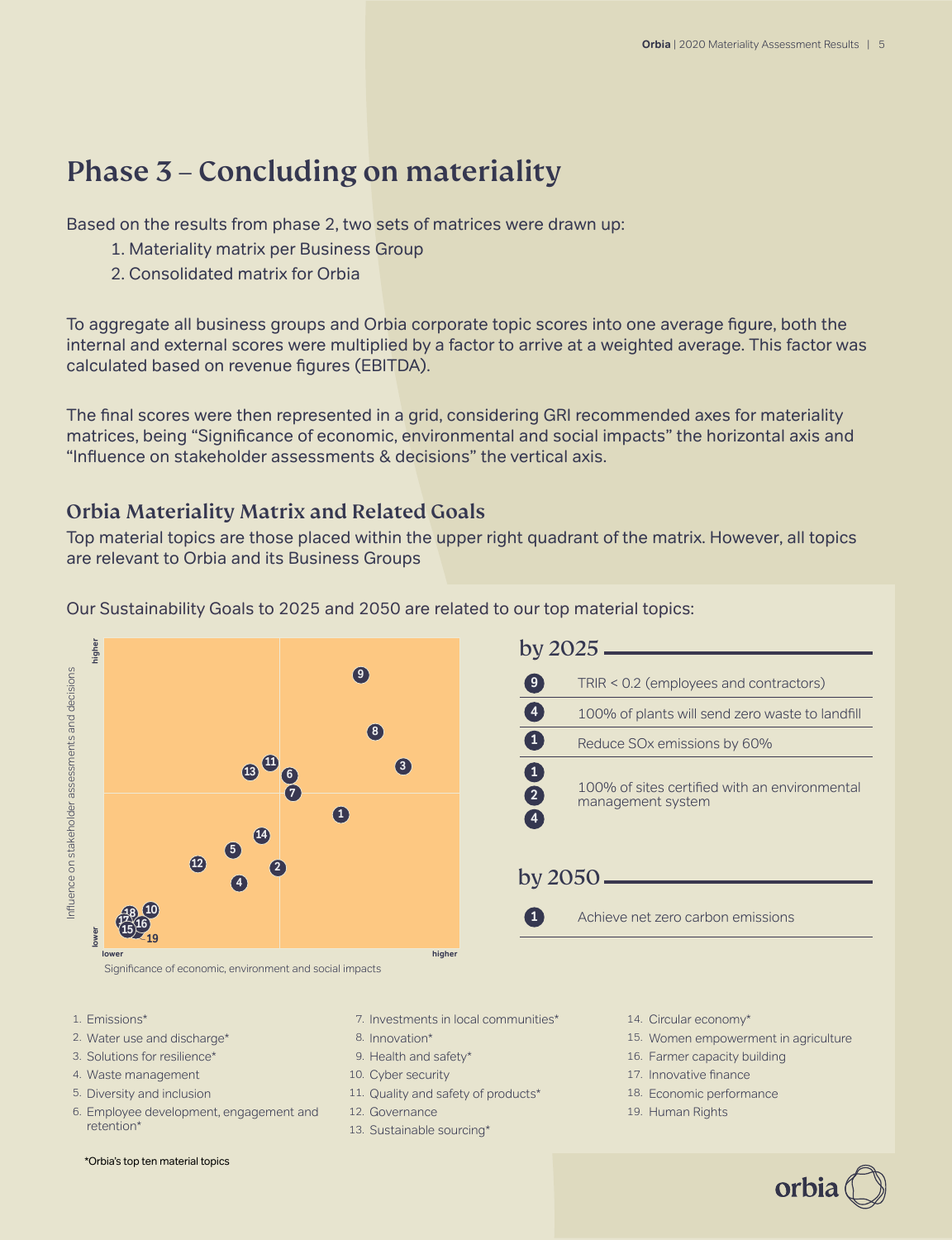# Phase 3 – Concluding on materiality

Based on the results from phase 2, two sets of matrices were drawn up:

1. Materiality matrix per Business Group
2. Consolidated matrix for Orbia

To aggregate all business groups and Orbia corporate topic scores into one average figure, both the internal and external scores were multiplied by a factor to arrive at a weighted average. This factor was calculated based on revenue figures (EBITDA).

The final scores were then represented in a grid, considering GRI recommended axes for materiality matrices, being "Significance of economic, environmental and social impacts" the horizontal axis and "Influence on stakeholder assessments & decisions" the vertical axis.

## Orbia Materiality Matrix and Related Goals

Top material topics are those placed within the upper right quadrant of the matrix. However, all topics are relevant to Orbia and its Business Groups

Our Sustainability Goals to 2025 and 2050 are related to our top material topics:

Influence on stakeholder assessments and decisions (lower – higher)

Significance of economic, environment and social impacts (lower – higher)

### by 2025

| Topics | Goal |
|---|---|
| 9 | TRIR < 0.2 (employees and contractors) |
| 4 | 100% of plants will send zero waste to landfill |
| 1 | Reduce SOx emissions by 60% |
| 1, 2, 4 | 100% of sites certified with an environmental management system |

### by 2050

| Topics | Goal |
|---|---|
| 1 | Achieve net zero carbon emissions |

1. Emissions*
2. Water use and discharge*
3. Solutions for resilience*
4. Waste management
5. Diversity and inclusion
6. Employee development, engagement and retention*
7. Investments in local communities*
8. Innovation*
9. Health and safety*
10. Cyber security
11. Quality and safety of products*
12. Governance
13. Sustainable sourcing*
14. Circular economy*
15. Women empowerment in agriculture
16. Farmer capacity building
17. Innovative finance
18. Economic performance
19. Human Rights

*Orbia's top ten material topics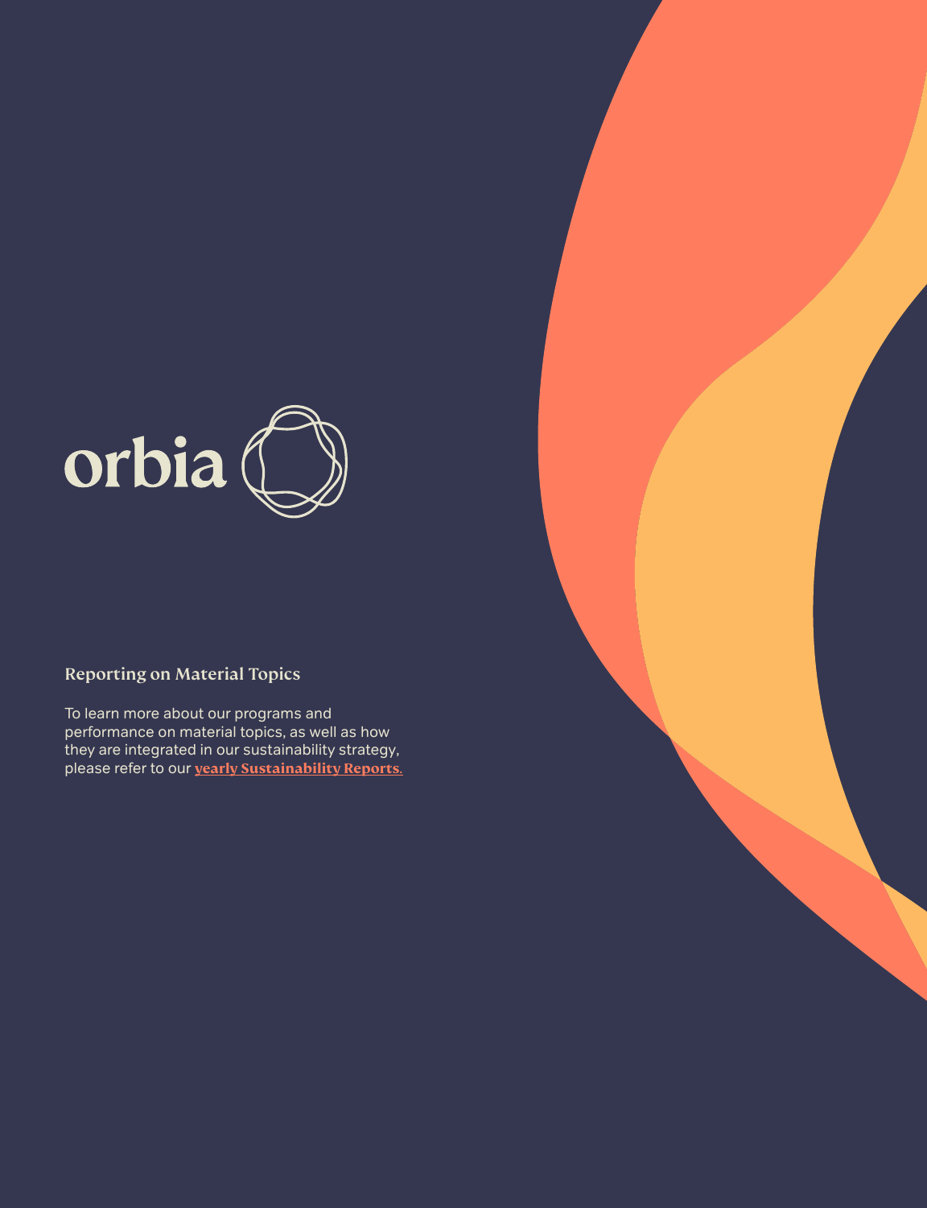orbia

## Reporting on Material Topics

To learn more about our programs and performance on material topics, as well as how they are integrated in our sustainability strategy, please refer to our **yearly Sustainability Reports**.